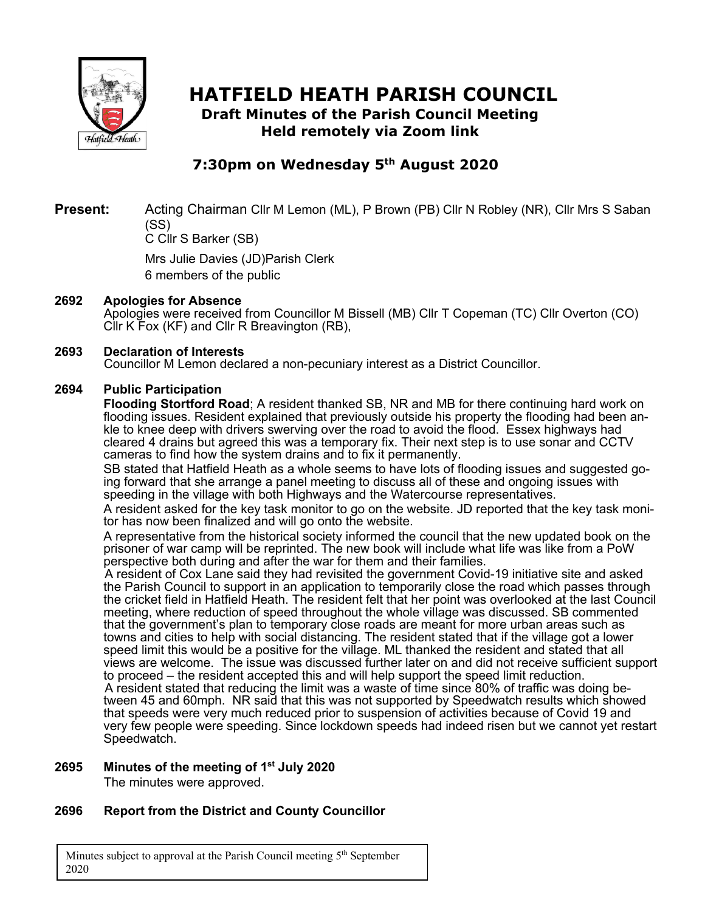# HATFIELD HEATH PARISH COUNCIL

## Draft Minutes of the Parish Council Meeting
## Held remotely via Zoom link

### 7:30pm on Wednesday 5th August 2020

**Present:** Acting Chairman Cllr M Lemon (ML), P Brown (PB) Cllr N Robley (NR), Cllr Mrs S Saban (SS)
C Cllr S Barker (SB)

Mrs Julie Davies (JD)Parish Clerk
6 members of the public

**2692 Apologies for Absence**

Apologies were received from Councillor M Bissell (MB) Cllr T Copeman (TC) Cllr Overton (CO) Cllr K Fox (KF) and Cllr R Breavington (RB),

**2693 Declaration of Interests**

Councillor M Lemon declared a non-pecuniary interest as a District Councillor.

**2694 Public Participation**

**Flooding Stortford Road**; A resident thanked SB, NR and MB for there continuing hard work on flooding issues. Resident explained that previously outside his property the flooding had been ankle to knee deep with drivers swerving over the road to avoid the flood. Essex highways had cleared 4 drains but agreed this was a temporary fix. Their next step is to use sonar and CCTV cameras to find how the system drains and to fix it permanently.

SB stated that Hatfield Heath as a whole seems to have lots of flooding issues and suggested going forward that she arrange a panel meeting to discuss all of these and ongoing issues with speeding in the village with both Highways and the Watercourse representatives.

A resident asked for the key task monitor to go on the website. JD reported that the key task monitor has now been finalized and will go onto the website.

A representative from the historical society informed the council that the new updated book on the prisoner of war camp will be reprinted. The new book will include what life was like from a PoW perspective both during and after the war for them and their families.

A resident of Cox Lane said they had revisited the government Covid-19 initiative site and asked the Parish Council to support in an application to temporarily close the road which passes through the cricket field in Hatfield Heath. The resident felt that her point was overlooked at the last Council meeting, where reduction of speed throughout the whole village was discussed. SB commented that the government's plan to temporary close roads are meant for more urban areas such as towns and cities to help with social distancing. The resident stated that if the village got a lower speed limit this would be a positive for the village. ML thanked the resident and stated that all views are welcome. The issue was discussed further later on and did not receive sufficient support to proceed – the resident accepted this and will help support the speed limit reduction.

A resident stated that reducing the limit was a waste of time since 80% of traffic was doing between 45 and 60mph. NR said that this was not supported by Speedwatch results which showed that speeds were very much reduced prior to suspension of activities because of Covid 19 and very few people were speeding. Since lockdown speeds had indeed risen but we cannot yet restart Speedwatch.

**2695 Minutes of the meeting of 1st July 2020**

The minutes were approved.

**2696 Report from the District and County Councillor**

Minutes subject to approval at the Parish Council meeting 5th September 2020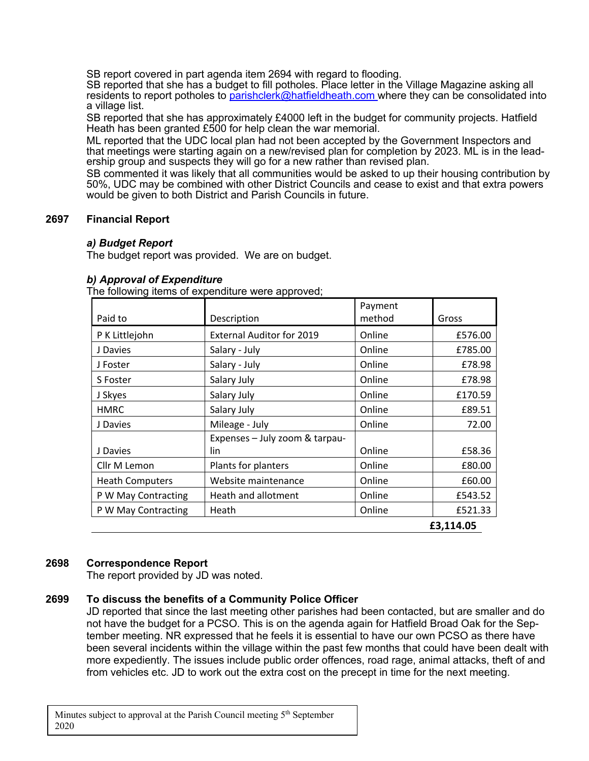SB report covered in part agenda item 2694 with regard to flooding.
SB reported that she has a budget to fill potholes. Place letter in the Village Magazine asking all residents to report potholes to parishclerk@hatfieldheath.com where they can be consolidated into a village list.
SB reported that she has approximately £4000 left in the budget for community projects. Hatfield Heath has been granted £500 for help clean the war memorial.
ML reported that the UDC local plan had not been accepted by the Government Inspectors and that meetings were starting again on a new/revised plan for completion by 2023. ML is in the leadership group and suspects they will go for a new rather than revised plan.
SB commented it was likely that all communities would be asked to up their housing contribution by 50%, UDC may be combined with other District Councils and cease to exist and that extra powers would be given to both District and Parish Councils in future.

## 2697 Financial Report

### *a) Budget Report*

The budget report was provided. We are on budget.

### *b) Approval of Expenditure*

The following items of expenditure were approved;

| Paid to | Description | Payment method | Gross |
|---|---|---|---|
| P K Littlejohn | External Auditor for 2019 | Online | £576.00 |
| J Davies | Salary - July | Online | £785.00 |
| J Foster | Salary - July | Online | £78.98 |
| S Foster | Salary July | Online | £78.98 |
| J Skyes | Salary July | Online | £170.59 |
| HMRC | Salary July | Online | £89.51 |
| J Davies | Mileage - July | Online | 72.00 |
| J Davies | Expenses – July zoom & tarpaulin | Online | £58.36 |
| Cllr M Lemon | Plants for planters | Online | £80.00 |
| Heath Computers | Website maintenance | Online | £60.00 |
| P W May Contracting | Heath and allotment | Online | £543.52 |
| P W May Contracting | Heath | Online | £521.33 |
| | | | **£3,114.05** |

## 2698 Correspondence Report

The report provided by JD was noted.

## 2699 To discuss the benefits of a Community Police Officer

JD reported that since the last meeting other parishes had been contacted, but are smaller and do not have the budget for a PCSO. This is on the agenda again for Hatfield Broad Oak for the September meeting. NR expressed that he feels it is essential to have our own PCSO as there have been several incidents within the village within the past few months that could have been dealt with more expediently. The issues include public order offences, road rage, animal attacks, theft of and from vehicles etc. JD to work out the extra cost on the precept in time for the next meeting.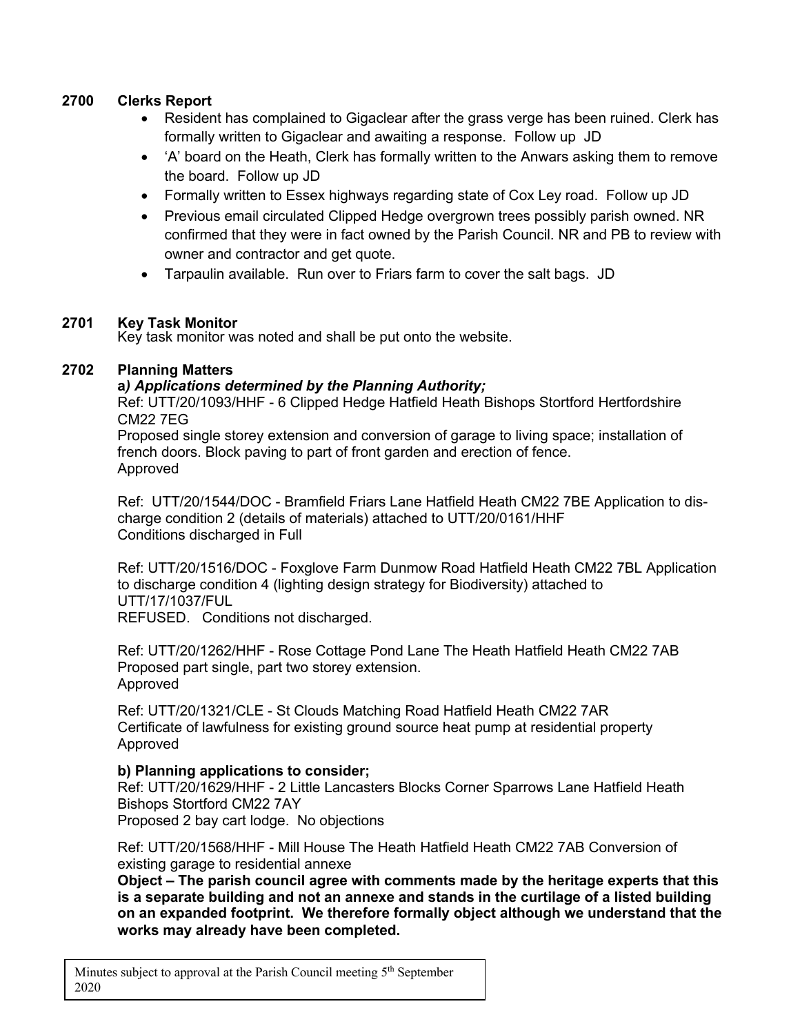**2700 Clerks Report**

- Resident has complained to Gigaclear after the grass verge has been ruined. Clerk has formally written to Gigaclear and awaiting a response. Follow up JD
- 'A' board on the Heath, Clerk has formally written to the Anwars asking them to remove the board. Follow up JD
- Formally written to Essex highways regarding state of Cox Ley road. Follow up JD
- Previous email circulated Clipped Hedge overgrown trees possibly parish owned. NR confirmed that they were in fact owned by the Parish Council. NR and PB to review with owner and contractor and get quote.
- Tarpaulin available. Run over to Friars farm to cover the salt bags. JD

**2701 Key Task Monitor**

Key task monitor was noted and shall be put onto the website.

**2702 Planning Matters**

***a) Applications determined by the Planning Authority;***

Ref: UTT/20/1093/HHF - 6 Clipped Hedge Hatfield Heath Bishops Stortford Hertfordshire CM22 7EG
Proposed single storey extension and conversion of garage to living space; installation of french doors. Block paving to part of front garden and erection of fence.
Approved

Ref: UTT/20/1544/DOC - Bramfield Friars Lane Hatfield Heath CM22 7BE Application to discharge condition 2 (details of materials) attached to UTT/20/0161/HHF
Conditions discharged in Full

Ref: UTT/20/1516/DOC - Foxglove Farm Dunmow Road Hatfield Heath CM22 7BL Application to discharge condition 4 (lighting design strategy for Biodiversity) attached to UTT/17/1037/FUL
REFUSED. Conditions not discharged.

Ref: UTT/20/1262/HHF - Rose Cottage Pond Lane The Heath Hatfield Heath CM22 7AB
Proposed part single, part two storey extension.
Approved

Ref: UTT/20/1321/CLE - St Clouds Matching Road Hatfield Heath CM22 7AR
Certificate of lawfulness for existing ground source heat pump at residential property
Approved

**b) Planning applications to consider;**

Ref: UTT/20/1629/HHF - 2 Little Lancasters Blocks Corner Sparrows Lane Hatfield Heath Bishops Stortford CM22 7AY
Proposed 2 bay cart lodge. No objections

Ref: UTT/20/1568/HHF - Mill House The Heath Hatfield Heath CM22 7AB Conversion of existing garage to residential annexe

**Object – The parish council agree with comments made by the heritage experts that this is a separate building and not an annexe and stands in the curtilage of a listed building on an expanded footprint. We therefore formally object although we understand that the works may already have been completed.**

Minutes subject to approval at the Parish Council meeting 5th September 2020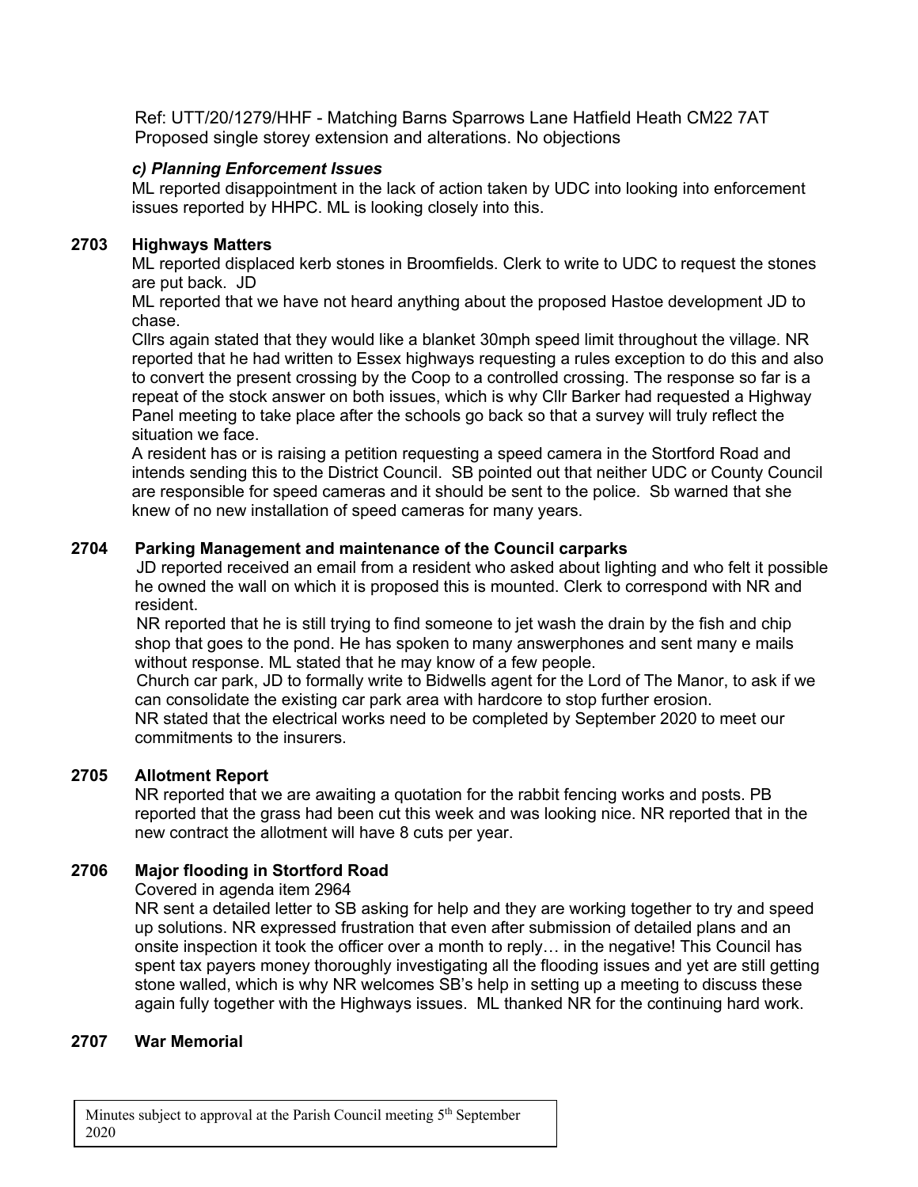Ref: UTT/20/1279/HHF - Matching Barns Sparrows Lane Hatfield Heath CM22 7AT
Proposed single storey extension and alterations. No objections

***c) Planning Enforcement Issues***

ML reported disappointment in the lack of action taken by UDC into looking into enforcement issues reported by HHPC. ML is looking closely into this.

**2703 Highways Matters**

ML reported displaced kerb stones in Broomfields. Clerk to write to UDC to request the stones are put back. JD

ML reported that we have not heard anything about the proposed Hastoe development JD to chase.

Cllrs again stated that they would like a blanket 30mph speed limit throughout the village. NR reported that he had written to Essex highways requesting a rules exception to do this and also to convert the present crossing by the Coop to a controlled crossing. The response so far is a repeat of the stock answer on both issues, which is why Cllr Barker had requested a Highway Panel meeting to take place after the schools go back so that a survey will truly reflect the situation we face.

A resident has or is raising a petition requesting a speed camera in the Stortford Road and intends sending this to the District Council. SB pointed out that neither UDC or County Council are responsible for speed cameras and it should be sent to the police. Sb warned that she knew of no new installation of speed cameras for many years.

**2704 Parking Management and maintenance of the Council carparks**

JD reported received an email from a resident who asked about lighting and who felt it possible he owned the wall on which it is proposed this is mounted. Clerk to correspond with NR and resident.

NR reported that he is still trying to find someone to jet wash the drain by the fish and chip shop that goes to the pond. He has spoken to many answerphones and sent many e mails without response. ML stated that he may know of a few people.

Church car park, JD to formally write to Bidwells agent for the Lord of The Manor, to ask if we can consolidate the existing car park area with hardcore to stop further erosion.

NR stated that the electrical works need to be completed by September 2020 to meet our commitments to the insurers.

**2705 Allotment Report**

NR reported that we are awaiting a quotation for the rabbit fencing works and posts. PB reported that the grass had been cut this week and was looking nice. NR reported that in the new contract the allotment will have 8 cuts per year.

**2706 Major flooding in Stortford Road**

Covered in agenda item 2964

NR sent a detailed letter to SB asking for help and they are working together to try and speed up solutions. NR expressed frustration that even after submission of detailed plans and an onsite inspection it took the officer over a month to reply… in the negative! This Council has spent tax payers money thoroughly investigating all the flooding issues and yet are still getting stone walled, which is why NR welcomes SB's help in setting up a meeting to discuss these again fully together with the Highways issues. ML thanked NR for the continuing hard work.

**2707 War Memorial**

Minutes subject to approval at the Parish Council meeting 5th September 2020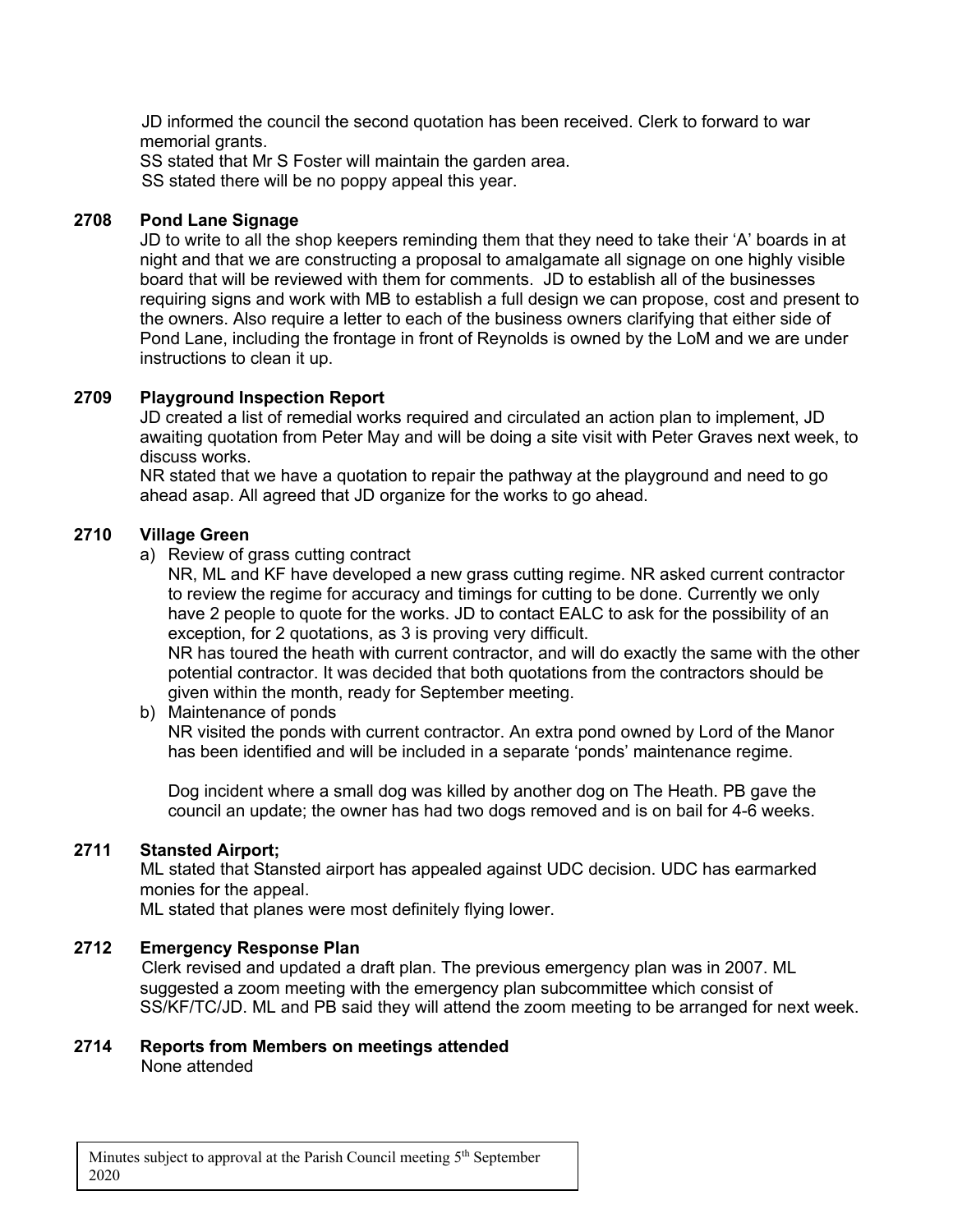JD informed the council the second quotation has been received. Clerk to forward to war memorial grants.
SS stated that Mr S Foster will maintain the garden area.
SS stated there will be no poppy appeal this year.

**2708 Pond Lane Signage**

JD to write to all the shop keepers reminding them that they need to take their 'A' boards in at night and that we are constructing a proposal to amalgamate all signage on one highly visible board that will be reviewed with them for comments. JD to establish all of the businesses requiring signs and work with MB to establish a full design we can propose, cost and present to the owners. Also require a letter to each of the business owners clarifying that either side of Pond Lane, including the frontage in front of Reynolds is owned by the LoM and we are under instructions to clean it up.

**2709 Playground Inspection Report**

JD created a list of remedial works required and circulated an action plan to implement, JD awaiting quotation from Peter May and will be doing a site visit with Peter Graves next week, to discuss works.
NR stated that we have a quotation to repair the pathway at the playground and need to go ahead asap. All agreed that JD organize for the works to go ahead.

**2710 Village Green**

a) Review of grass cutting contract
NR, ML and KF have developed a new grass cutting regime. NR asked current contractor to review the regime for accuracy and timings for cutting to be done. Currently we only have 2 people to quote for the works. JD to contact EALC to ask for the possibility of an exception, for 2 quotations, as 3 is proving very difficult.
NR has toured the heath with current contractor, and will do exactly the same with the other potential contractor. It was decided that both quotations from the contractors should be given within the month, ready for September meeting.
b) Maintenance of ponds
NR visited the ponds with current contractor. An extra pond owned by Lord of the Manor has been identified and will be included in a separate 'ponds' maintenance regime.

Dog incident where a small dog was killed by another dog on The Heath. PB gave the council an update; the owner has had two dogs removed and is on bail for 4-6 weeks.

**2711 Stansted Airport;**

ML stated that Stansted airport has appealed against UDC decision. UDC has earmarked monies for the appeal.
ML stated that planes were most definitely flying lower.

**2712 Emergency Response Plan**

Clerk revised and updated a draft plan. The previous emergency plan was in 2007. ML suggested a zoom meeting with the emergency plan subcommittee which consist of SS/KF/TC/JD. ML and PB said they will attend the zoom meeting to be arranged for next week.

**2714 Reports from Members on meetings attended**

None attended

Minutes subject to approval at the Parish Council meeting 5th September 2020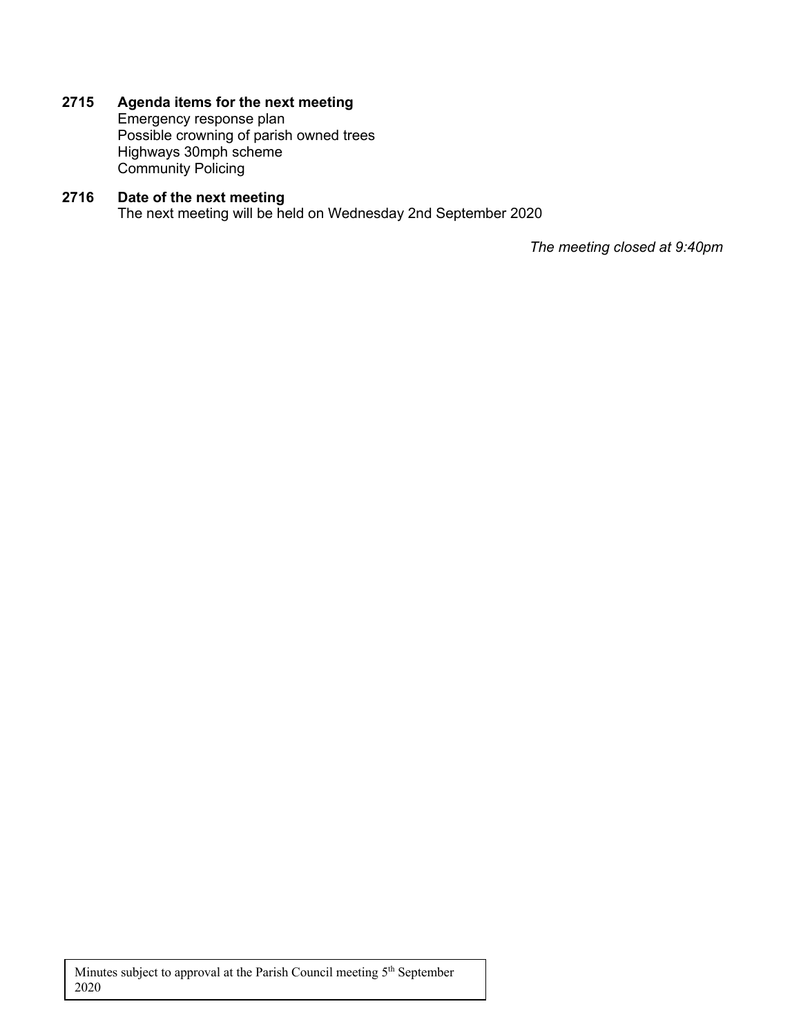**2715 Agenda items for the next meeting**

Emergency response plan
Possible crowning of parish owned trees
Highways 30mph scheme
Community Policing

**2716 Date of the next meeting**

The next meeting will be held on Wednesday 2nd September 2020

*The meeting closed at 9:40pm*

Minutes subject to approval at the Parish Council meeting 5th September 2020